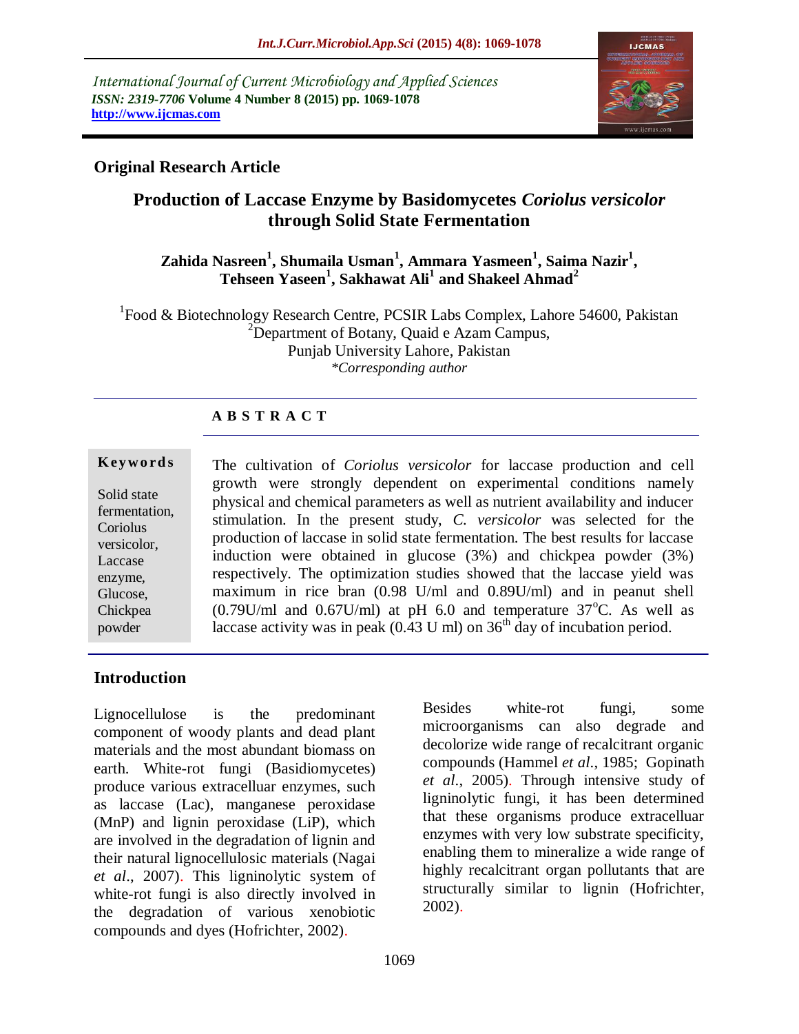International Journal of Current Microbiology and Applied Sciences
*ISSN: 2319-7706* **Volume 4 Number 8 (2015) pp. 1069-1078**
**http://www.ijcmas.com**

**Original Research Article**

# Production of Laccase Enzyme by Basidomycetes *Coriolus versicolor* through Solid State Fermentation

**Zahida Nasreen[1], Shumaila Usman[1], Ammara Yasmeen[1], Saima Nazir[1], Tehseen Yaseen[1], Sakhawat Ali[1] and Shakeel Ahmad[2]**

[1]Food & Biotechnology Research Centre, PCSIR Labs Complex, Lahore 54600, Pakistan
[2]Department of Botany, Quaid e Azam Campus, Punjab University Lahore, Pakistan
*\*Corresponding author*

## A B S T R A C T

**Keywords**

Solid state fermentation, Coriolus versicolor, Laccase enzyme, Glucose, Chickpea powder

The cultivation of *Coriolus versicolor* for laccase production and cell growth were strongly dependent on experimental conditions namely physical and chemical parameters as well as nutrient availability and inducer stimulation. In the present study, *C. versicolor* was selected for the production of laccase in solid state fermentation. The best results for laccase induction were obtained in glucose (3%) and chickpea powder (3%) respectively. The optimization studies showed that the laccase yield was maximum in rice bran (0.98 U/ml and 0.89U/ml) and in peanut shell (0.79U/ml and 0.67U/ml) at pH 6.0 and temperature 37$^{o}$C. As well as laccase activity was in peak (0.43 U ml) on 36$^{th}$ day of incubation period.

## Introduction

Lignocellulose is the predominant component of woody plants and dead plant materials and the most abundant biomass on earth. White-rot fungi (Basidiomycetes) produce various extracelluar enzymes, such as laccase (Lac), manganese peroxidase (MnP) and lignin peroxidase (LiP), which are involved in the degradation of lignin and their natural lignocellulosic materials (Nagai *et al*., 2007). This ligninolytic system of white-rot fungi is also directly involved in the degradation of various xenobiotic compounds and dyes (Hofrichter, 2002).

Besides white-rot fungi, some microorganisms can also degrade and decolorize wide range of recalcitrant organic compounds (Hammel *et al*., 1985; Gopinath *et al*., 2005). Through intensive study of ligninolytic fungi, it has been determined that these organisms produce extracelluar enzymes with very low substrate specificity, enabling them to mineralize a wide range of highly recalcitrant organ pollutants that are structurally similar to lignin (Hofrichter, 2002).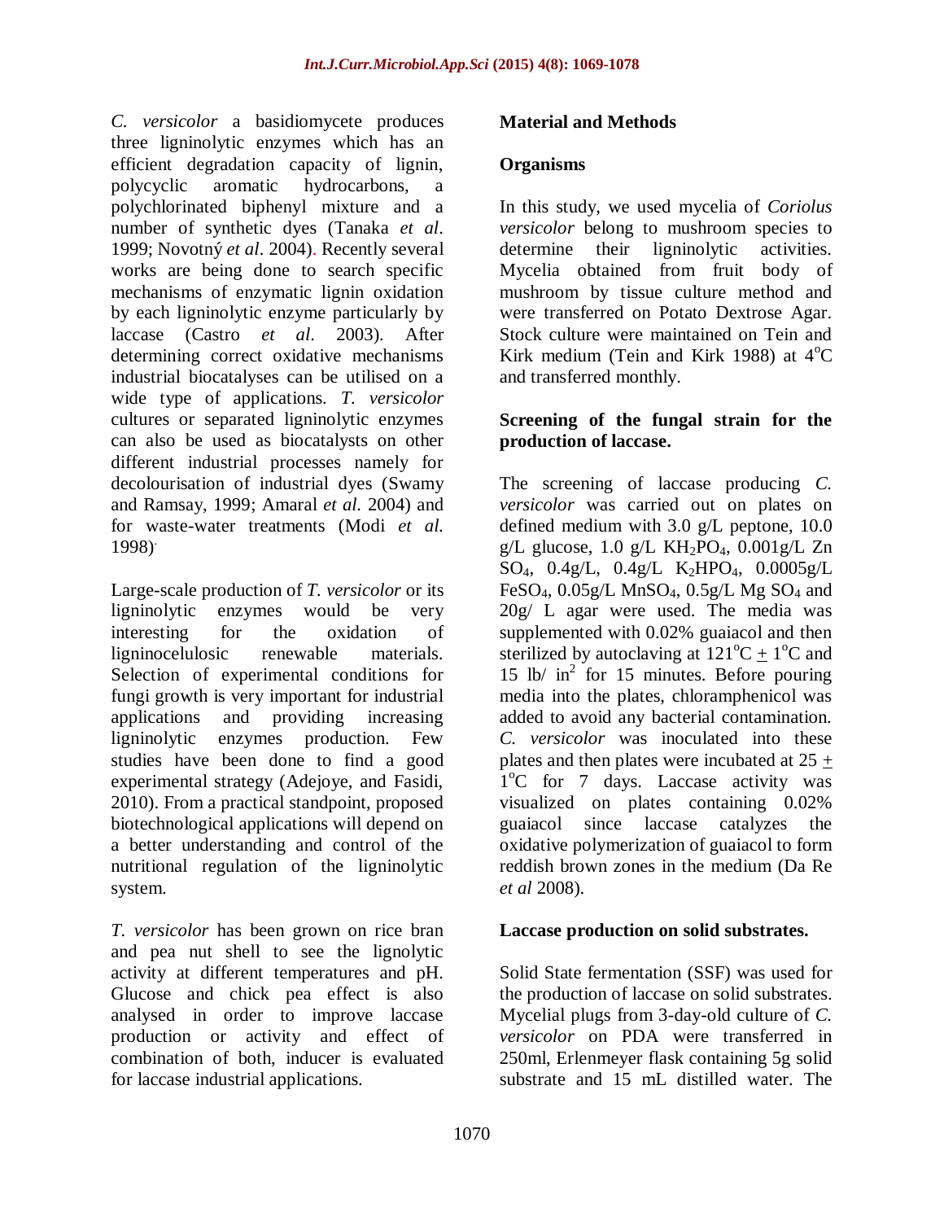*C. versicolor* a basidiomycete produces three ligninolytic enzymes which has an efficient degradation capacity of lignin, polycyclic aromatic hydrocarbons, a polychlorinated biphenyl mixture and a number of synthetic dyes (Tanaka *et al*. 1999; Novotný *et al*. 2004). Recently several works are being done to search specific mechanisms of enzymatic lignin oxidation by each ligninolytic enzyme particularly by laccase (Castro *et al*. 2003). After determining correct oxidative mechanisms industrial biocatalyses can be utilised on a wide type of applications. *T. versicolor* cultures or separated ligninolytic enzymes can also be used as biocatalysts on other different industrial processes namely for decolourisation of industrial dyes (Swamy and Ramsay, 1999; Amaral *et al.* 2004) and for waste-water treatments (Modi *et al.* 1998).

Large-scale production of *T. versicolor* or its ligninolytic enzymes would be very interesting for the oxidation of ligninocelulosic renewable materials. Selection of experimental conditions for fungi growth is very important for industrial applications and providing increasing ligninolytic enzymes production. Few studies have been done to find a good experimental strategy (Adejoye, and Fasidi, 2010). From a practical standpoint, proposed biotechnological applications will depend on a better understanding and control of the nutritional regulation of the ligninolytic system.

*T. versicolor* has been grown on rice bran and pea nut shell to see the lignolytic activity at different temperatures and pH. Glucose and chick pea effect is also analysed in order to improve laccase production or activity and effect of combination of both, inducer is evaluated for laccase industrial applications.

## Material and Methods

### Organisms

In this study, we used mycelia of *Coriolus versicolor* belong to mushroom species to determine their ligninolytic activities. Mycelia obtained from fruit body of mushroom by tissue culture method and were transferred on Potato Dextrose Agar. Stock culture were maintained on Tein and Kirk medium (Tein and Kirk 1988) at $4^{o}$C and transferred monthly.

### Screening of the fungal strain for the production of laccase.

The screening of laccase producing *C. versicolor* was carried out on plates on defined medium with 3.0 g/L peptone, 10.0 g/L glucose, 1.0 g/L $KH_2PO_4$, 0.001g/L Zn $SO_4$, 0.4g/L, 0.4g/L $K_2HPO_4$, 0.0005g/L $FeSO_4$, 0.05g/L $MnSO_4$, 0.5g/L Mg $SO_4$ and 20g/ L agar were used. The media was supplemented with 0.02% guaiacol and then sterilized by autoclaving at $121^{o}C \pm 1^{o}C$ and 15 lb/ $in^2$ for 15 minutes. Before pouring media into the plates, chloramphenicol was added to avoid any bacterial contamination. *C. versicolor* was inoculated into these plates and then plates were incubated at $25 \pm 1^{o}C$ for 7 days. Laccase activity was visualized on plates containing 0.02% guaiacol since laccase catalyzes the oxidative polymerization of guaiacol to form reddish brown zones in the medium (Da Re *et al* 2008).

### Laccase production on solid substrates.

Solid State fermentation (SSF) was used for the production of laccase on solid substrates. Mycelial plugs from 3-day-old culture of *C. versicolor* on PDA were transferred in 250ml, Erlenmeyer flask containing 5g solid substrate and 15 mL distilled water. The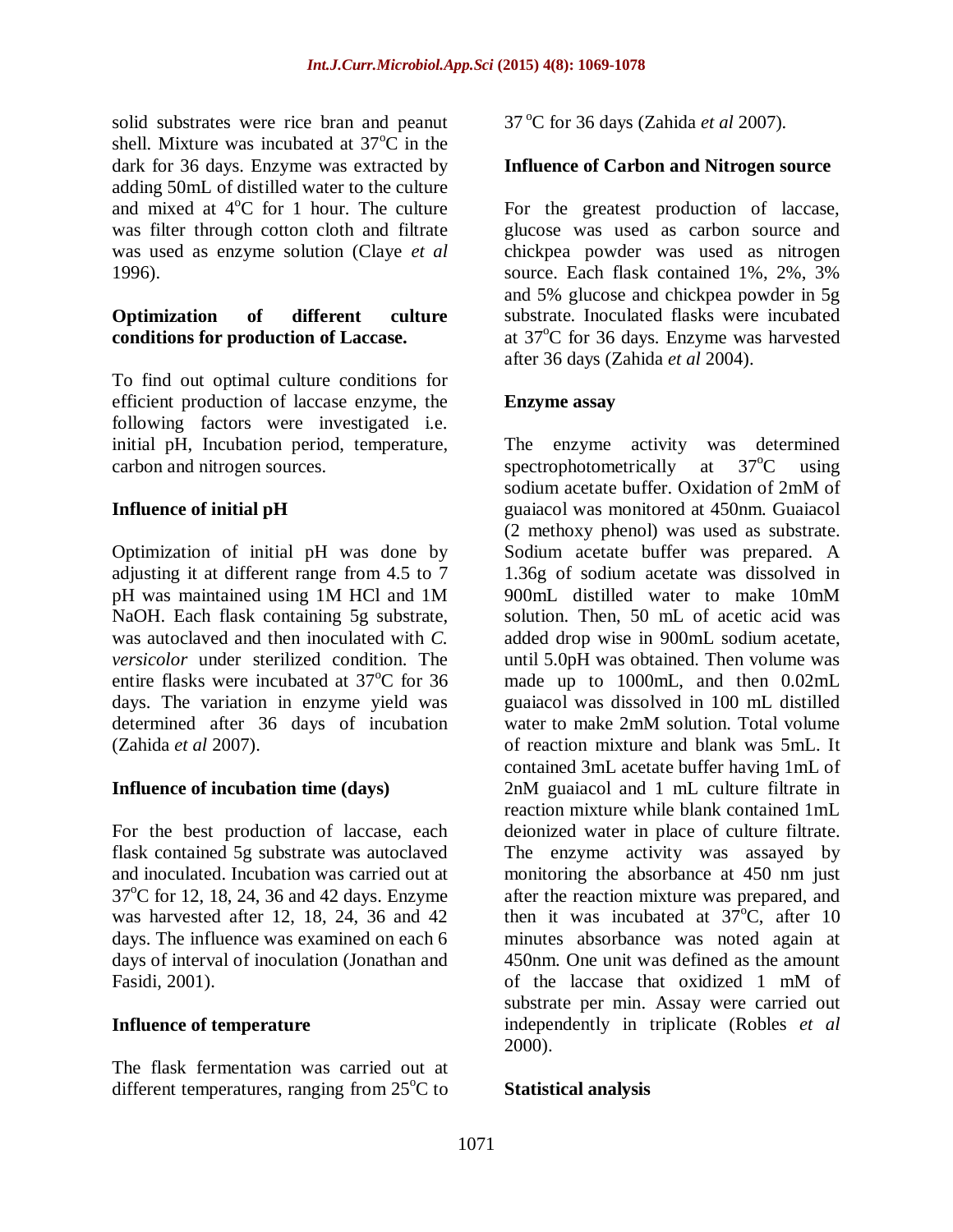solid substrates were rice bran and peanut shell. Mixture was incubated at 37°C in the dark for 36 days. Enzyme was extracted by adding 50mL of distilled water to the culture and mixed at 4°C for 1 hour. The culture was filter through cotton cloth and filtrate was used as enzyme solution (Claye *et al* 1996).

### Optimization of different culture conditions for production of Laccase.

To find out optimal culture conditions for efficient production of laccase enzyme, the following factors were investigated i.e. initial pH, Incubation period, temperature, carbon and nitrogen sources.

### Influence of initial pH

Optimization of initial pH was done by adjusting it at different range from 4.5 to 7 pH was maintained using 1M HCl and 1M NaOH. Each flask containing 5g substrate, was autoclaved and then inoculated with *C. versicolor* under sterilized condition. The entire flasks were incubated at 37°C for 36 days. The variation in enzyme yield was determined after 36 days of incubation (Zahida *et al* 2007).

### Influence of incubation time (days)

For the best production of laccase, each flask contained 5g substrate was autoclaved and inoculated. Incubation was carried out at 37°C for 12, 18, 24, 36 and 42 days. Enzyme was harvested after 12, 18, 24, 36 and 42 days. The influence was examined on each 6 days of interval of inoculation (Jonathan and Fasidi, 2001).

### Influence of temperature

The flask fermentation was carried out at different temperatures, ranging from 25°C to 37 °C for 36 days (Zahida *et al* 2007).

### Influence of Carbon and Nitrogen source

For the greatest production of laccase, glucose was used as carbon source and chickpea powder was used as nitrogen source. Each flask contained 1%, 2%, 3% and 5% glucose and chickpea powder in 5g substrate. Inoculated flasks were incubated at 37°C for 36 days. Enzyme was harvested after 36 days (Zahida *et al* 2004).

### Enzyme assay

The enzyme activity was determined spectrophotometrically at 37°C using sodium acetate buffer. Oxidation of 2mM of guaiacol was monitored at 450nm. Guaiacol (2 methoxy phenol) was used as substrate. Sodium acetate buffer was prepared. A 1.36g of sodium acetate was dissolved in 900mL distilled water to make 10mM solution. Then, 50 mL of acetic acid was added drop wise in 900mL sodium acetate, until 5.0pH was obtained. Then volume was made up to 1000mL, and then 0.02mL guaiacol was dissolved in 100 mL distilled water to make 2mM solution. Total volume of reaction mixture and blank was 5mL. It contained 3mL acetate buffer having 1mL of 2nM guaiacol and 1 mL culture filtrate in reaction mixture while blank contained 1mL deionized water in place of culture filtrate. The enzyme activity was assayed by monitoring the absorbance at 450 nm just after the reaction mixture was prepared, and then it was incubated at 37°C, after 10 minutes absorbance was noted again at 450nm. One unit was defined as the amount of the laccase that oxidized 1 mM of substrate per min. Assay were carried out independently in triplicate (Robles *et al* 2000).

### Statistical analysis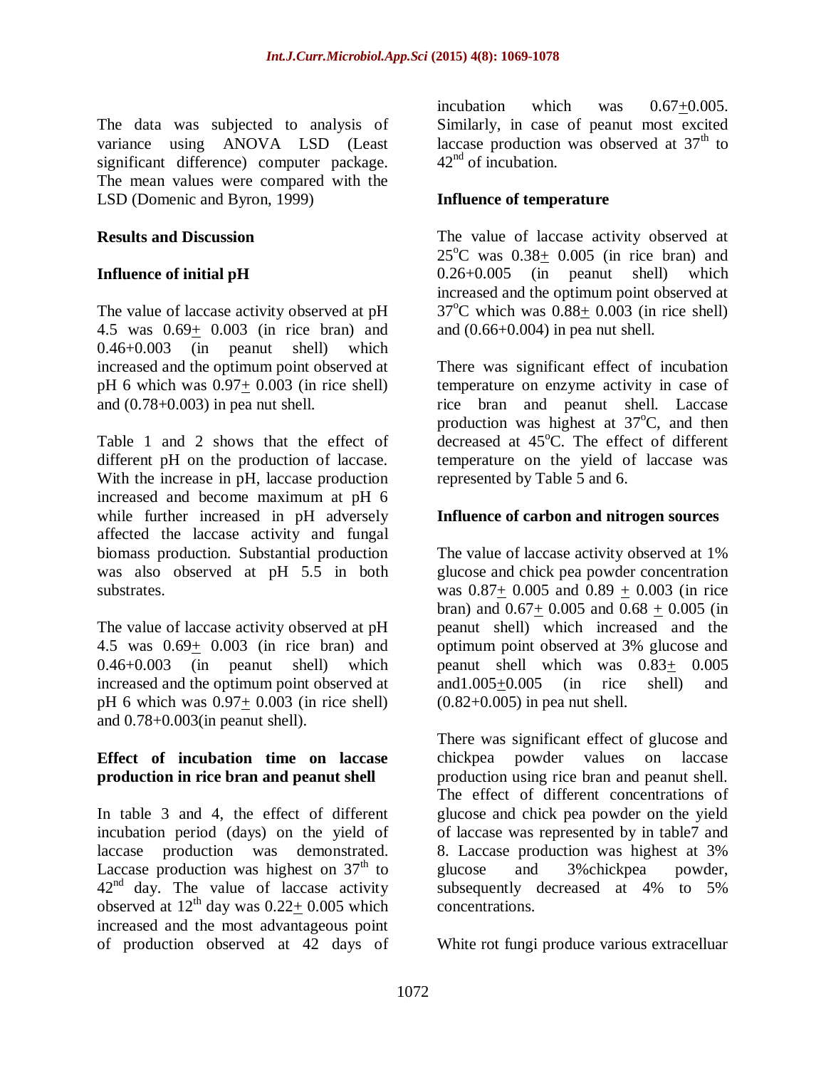The data was subjected to analysis of variance using ANOVA LSD (Least significant difference) computer package. The mean values were compared with the LSD (Domenic and Byron, 1999)

## Results and Discussion

### Influence of initial pH

The value of laccase activity observed at pH 4.5 was 0.69± 0.003 (in rice bran) and 0.46+0.003 (in peanut shell) which increased and the optimum point observed at pH 6 which was 0.97± 0.003 (in rice shell) and (0.78+0.003) in pea nut shell.

Table 1 and 2 shows that the effect of different pH on the production of laccase. With the increase in pH, laccase production increased and become maximum at pH 6 while further increased in pH adversely affected the laccase activity and fungal biomass production. Substantial production was also observed at pH 5.5 in both substrates.

The value of laccase activity observed at pH 4.5 was 0.69± 0.003 (in rice bran) and 0.46+0.003 (in peanut shell) which increased and the optimum point observed at pH 6 which was 0.97± 0.003 (in rice shell) and 0.78+0.003(in peanut shell).

### Effect of incubation time on laccase production in rice bran and peanut shell

In table 3 and 4, the effect of different incubation period (days) on the yield of laccase production was demonstrated. Laccase production was highest on 37th to 42nd day. The value of laccase activity observed at 12th day was 0.22± 0.005 which increased and the most advantageous point of production observed at 42 days of incubation which was 0.67±0.005. Similarly, in case of peanut most excited laccase production was observed at 37th to 42nd of incubation.

### Influence of temperature

The value of laccase activity observed at 25°C was 0.38± 0.005 (in rice bran) and 0.26+0.005 (in peanut shell) which increased and the optimum point observed at 37°C which was 0.88± 0.003 (in rice shell) and (0.66+0.004) in pea nut shell.

There was significant effect of incubation temperature on enzyme activity in case of rice bran and peanut shell. Laccase production was highest at 37°C, and then decreased at 45°C. The effect of different temperature on the yield of laccase was represented by Table 5 and 6.

### Influence of carbon and nitrogen sources

The value of laccase activity observed at 1% glucose and chick pea powder concentration was 0.87± 0.005 and 0.89 ± 0.003 (in rice bran) and 0.67± 0.005 and 0.68 ± 0.005 (in peanut shell) which increased and the optimum point observed at 3% glucose and peanut shell which was 0.83± 0.005 and1.005±0.005 (in rice shell) and (0.82+0.005) in pea nut shell.

There was significant effect of glucose and chickpea powder values on laccase production using rice bran and peanut shell. The effect of different concentrations of glucose and chick pea powder on the yield of laccase was represented by in table7 and 8. Laccase production was highest at 3% glucose and 3%chickpea powder, subsequently decreased at 4% to 5% concentrations.

White rot fungi produce various extracelluar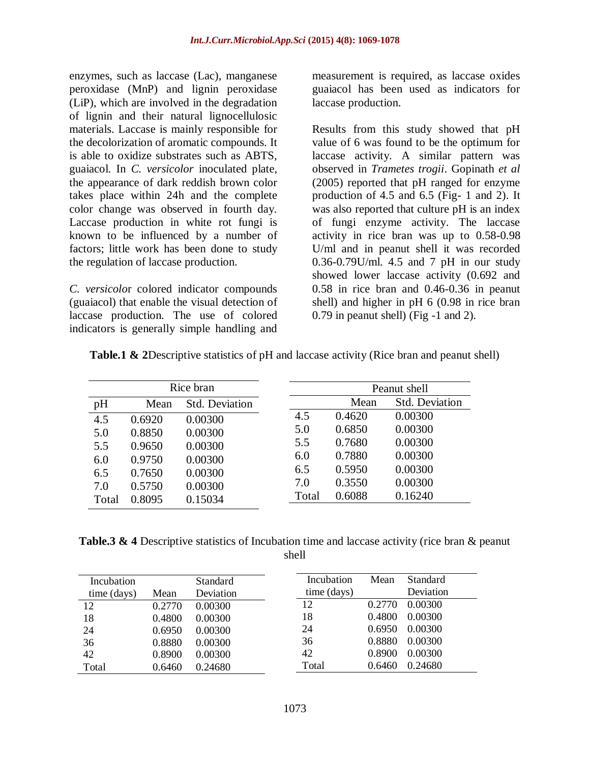enzymes, such as laccase (Lac), manganese peroxidase (MnP) and lignin peroxidase (LiP), which are involved in the degradation of lignin and their natural lignocellulosic materials. Laccase is mainly responsible for the decolorization of aromatic compounds. It is able to oxidize substrates such as ABTS, guaiacol. In *C. versicolor* inoculated plate, the appearance of dark reddish brown color takes place within 24h and the complete color change was observed in fourth day. Laccase production in white rot fungi is known to be influenced by a number of factors; little work has been done to study the regulation of laccase production.

*C. versicolo*r colored indicator compounds (guaiacol) that enable the visual detection of laccase production. The use of colored indicators is generally simple handling and measurement is required, as laccase oxides guaiacol has been used as indicators for laccase production.

Results from this study showed that pH value of 6 was found to be the optimum for laccase activity. A similar pattern was observed in *Trametes trogii*. Gopinath *et al* (2005) reported that pH ranged for enzyme production of 4.5 and 6.5 (Fig- 1 and 2). It was also reported that culture pH is an index of fungi enzyme activity. The laccase activity in rice bran was up to 0.58-0.98 U/ml and in peanut shell it was recorded 0.36-0.79U/ml. 4.5 and 7 pH in our study showed lower laccase activity (0.692 and 0.58 in rice bran and 0.46-0.36 in peanut shell) and higher in pH 6 (0.98 in rice bran 0.79 in peanut shell) (Fig -1 and 2).

**Table.1 & 2**Descriptive statistics of pH and laccase activity (Rice bran and peanut shell)

| | Rice bran | |
|---|---|---|
| pH | Mean | Std. Deviation |
| 4.5 | 0.6920 | 0.00300 |
| 5.0 | 0.8850 | 0.00300 |
| 5.5 | 0.9650 | 0.00300 |
| 6.0 | 0.9750 | 0.00300 |
| 6.5 | 0.7650 | 0.00300 |
| 7.0 | 0.5750 | 0.00300 |
| Total | 0.8095 | 0.15034 |

| | Peanut shell | |
|---|---|---|
| | Mean | Std. Deviation |
| 4.5 | 0.4620 | 0.00300 |
| 5.0 | 0.6850 | 0.00300 |
| 5.5 | 0.7680 | 0.00300 |
| 6.0 | 0.7880 | 0.00300 |
| 6.5 | 0.5950 | 0.00300 |
| 7.0 | 0.3550 | 0.00300 |
| Total | 0.6088 | 0.16240 |

**Table.3 & 4** Descriptive statistics of Incubation time and laccase activity (rice bran & peanut shell

| Incubation time (days) | Mean | Standard Deviation |
|---|---|---|
| 12 | 0.2770 | 0.00300 |
| 18 | 0.4800 | 0.00300 |
| 24 | 0.6950 | 0.00300 |
| 36 | 0.8880 | 0.00300 |
| 42 | 0.8900 | 0.00300 |
| Total | 0.6460 | 0.24680 |

| Incubation time (days) | Mean | Standard Deviation |
|---|---|---|
| 12 | 0.2770 | 0.00300 |
| 18 | 0.4800 | 0.00300 |
| 24 | 0.6950 | 0.00300 |
| 36 | 0.8880 | 0.00300 |
| 42 | 0.8900 | 0.00300 |
| Total | 0.6460 | 0.24680 |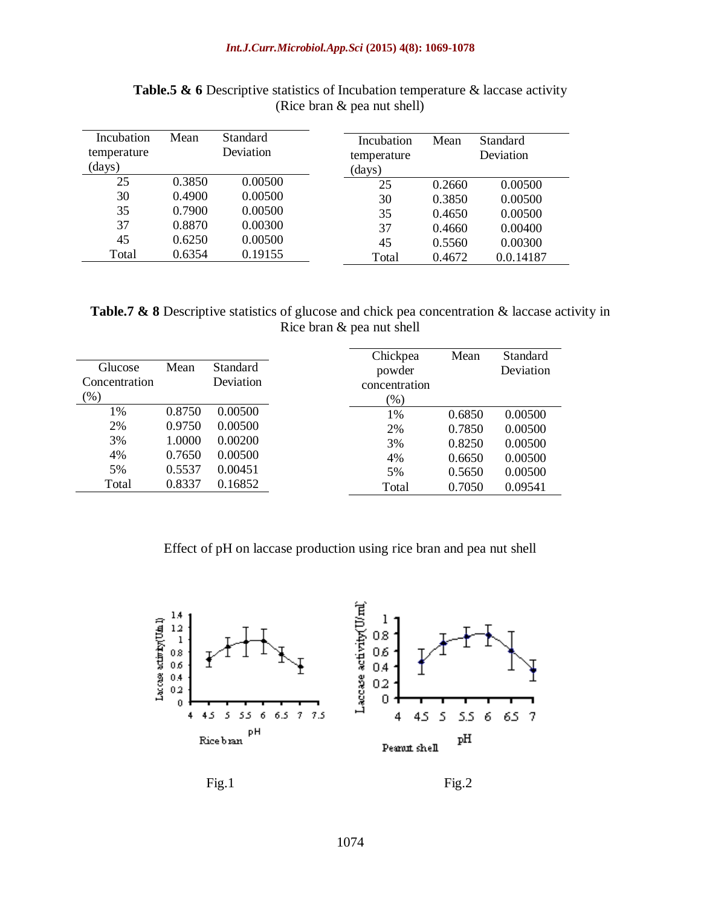**Table.5 & 6** Descriptive statistics of Incubation temperature & laccase activity (Rice bran & pea nut shell)

| Incubation temperature (days) | Mean | Standard Deviation |
|---|---|---|
| 25 | 0.3850 | 0.00500 |
| 30 | 0.4900 | 0.00500 |
| 35 | 0.7900 | 0.00500 |
| 37 | 0.8870 | 0.00300 |
| 45 | 0.6250 | 0.00500 |
| Total | 0.6354 | 0.19155 |

| Incubation temperature (days) | Mean | Standard Deviation |
|---|---|---|
| 25 | 0.2660 | 0.00500 |
| 30 | 0.3850 | 0.00500 |
| 35 | 0.4650 | 0.00500 |
| 37 | 0.4660 | 0.00400 |
| 45 | 0.5560 | 0.00300 |
| Total | 0.4672 | 0.0.14187 |

**Table.7 & 8** Descriptive statistics of glucose and chick pea concentration & laccase activity in Rice bran & pea nut shell

| Glucose Concentration (%) | Mean | Standard Deviation |
|---|---|---|
| 1% | 0.8750 | 0.00500 |
| 2% | 0.9750 | 0.00500 |
| 3% | 1.0000 | 0.00200 |
| 4% | 0.7650 | 0.00500 |
| 5% | 0.5537 | 0.00451 |
| Total | 0.8337 | 0.16852 |

| Chickpea powder concentration (%) | Mean | Standard Deviation |
|---|---|---|
| 1% | 0.6850 | 0.00500 |
| 2% | 0.7850 | 0.00500 |
| 3% | 0.8250 | 0.00500 |
| 4% | 0.6650 | 0.00500 |
| 5% | 0.5650 | 0.00500 |
| Total | 0.7050 | 0.09541 |

Effect of pH on laccase production using rice bran and pea nut shell

Fig.1

Fig.2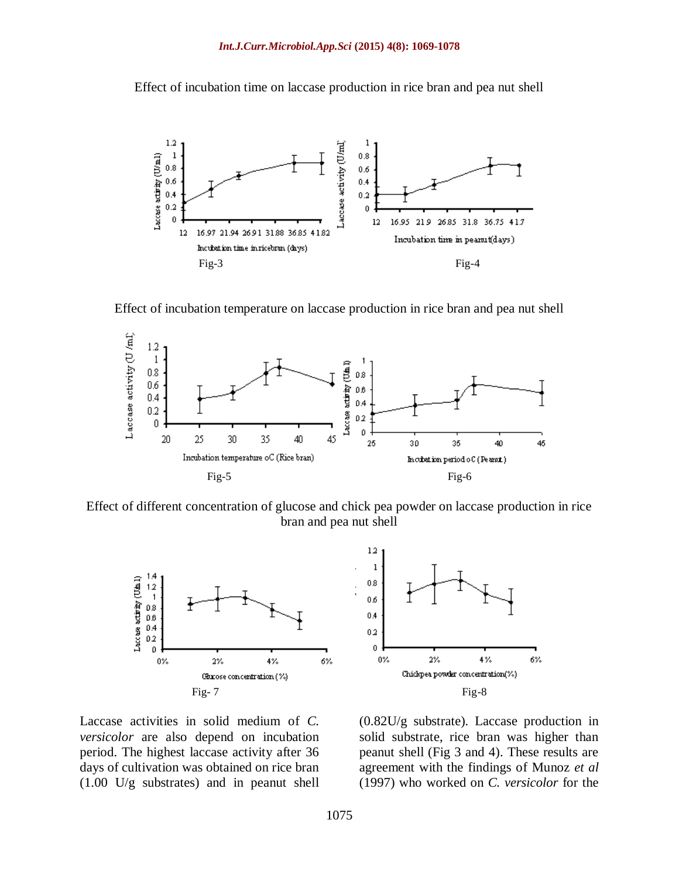Effect of incubation time on laccase production in rice bran and pea nut shell

Fig-3

Fig-4

Effect of incubation temperature on laccase production in rice bran and pea nut shell

Fig-5

Fig-6

Effect of different concentration of glucose and chick pea powder on laccase production in rice bran and pea nut shell

Fig- 7

Fig-8

Laccase activities in solid medium of *C. versicolor* are also depend on incubation period. The highest laccase activity after 36 days of cultivation was obtained on rice bran (1.00 U/g substrates) and in peanut shell (0.82U/g substrate). Laccase production in solid substrate, rice bran was higher than peanut shell (Fig 3 and 4). These results are agreement with the findings of Munoz *et al* (1997) who worked on *C. versicolor* for the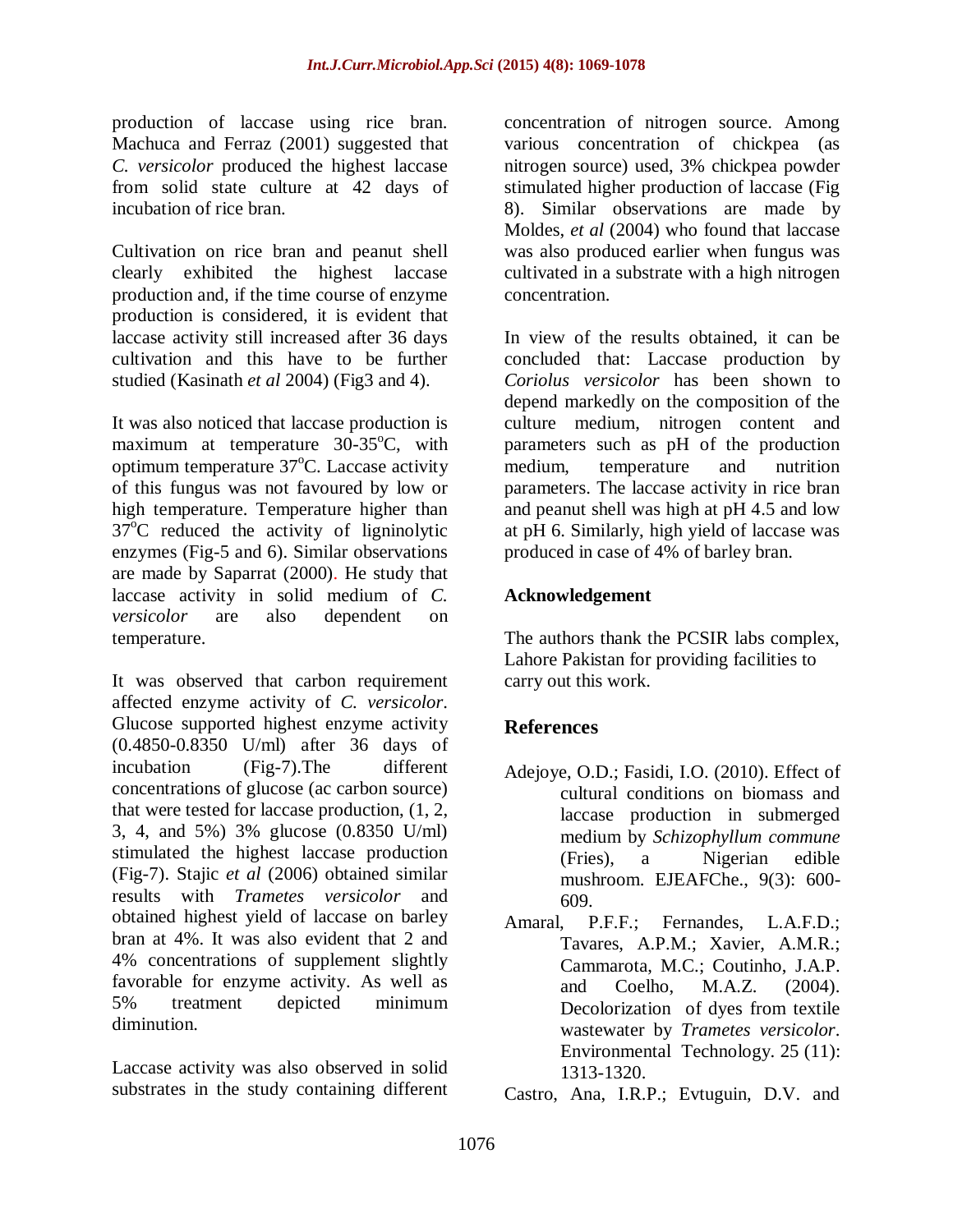production of laccase using rice bran. Machuca and Ferraz (2001) suggested that *C. versicolor* produced the highest laccase from solid state culture at 42 days of incubation of rice bran.

Cultivation on rice bran and peanut shell clearly exhibited the highest laccase production and, if the time course of enzyme production is considered, it is evident that laccase activity still increased after 36 days cultivation and this have to be further studied (Kasinath *et al* 2004) (Fig3 and 4).

It was also noticed that laccase production is maximum at temperature 30-35$^{o}$C, with optimum temperature 37$^{o}$C. Laccase activity of this fungus was not favoured by low or high temperature. Temperature higher than 37$^{o}$C reduced the activity of ligninolytic enzymes (Fig-5 and 6). Similar observations are made by Saparrat (2000). He study that laccase activity in solid medium of *C. versicolor* are also dependent on temperature.

It was observed that carbon requirement affected enzyme activity of *C. versicolor*. Glucose supported highest enzyme activity (0.4850-0.8350 U/ml) after 36 days of incubation (Fig-7).The different concentrations of glucose (ac carbon source) that were tested for laccase production, (1, 2, 3, 4, and 5%) 3% glucose (0.8350 U/ml) stimulated the highest laccase production (Fig-7). Stajic *et al* (2006) obtained similar results with *Trametes versicolor* and obtained highest yield of laccase on barley bran at 4%. It was also evident that 2 and 4% concentrations of supplement slightly favorable for enzyme activity. As well as 5% treatment depicted minimum diminution.

Laccase activity was also observed in solid substrates in the study containing different concentration of nitrogen source. Among various concentration of chickpea (as nitrogen source) used, 3% chickpea powder stimulated higher production of laccase (Fig 8). Similar observations are made by Moldes, *et al* (2004) who found that laccase was also produced earlier when fungus was cultivated in a substrate with a high nitrogen concentration.

In view of the results obtained, it can be concluded that: Laccase production by *Coriolus versicolor* has been shown to depend markedly on the composition of the culture medium, nitrogen content and parameters such as pH of the production medium, temperature and nutrition parameters. The laccase activity in rice bran and peanut shell was high at pH 4.5 and low at pH 6. Similarly, high yield of laccase was produced in case of 4% of barley bran.

## Acknowledgement

The authors thank the PCSIR labs complex, Lahore Pakistan for providing facilities to carry out this work.

## References

- Adejoye, O.D.; Fasidi, I.O. (2010). Effect of cultural conditions on biomass and laccase production in submerged medium by *Schizophyllum commune* (Fries), a Nigerian edible mushroom. EJEAFChe., 9(3): 600-609.
- Amaral, P.F.F.; Fernandes, L.A.F.D.; Tavares, A.P.M.; Xavier, A.M.R.; Cammarota, M.C.; Coutinho, J.A.P. and Coelho, M.A.Z. (2004). Decolorization of dyes from textile wastewater by *Trametes versicolor*. Environmental Technology. 25 (11): 1313-1320.
- Castro, Ana, I.R.P.; Evtuguin, D.V. and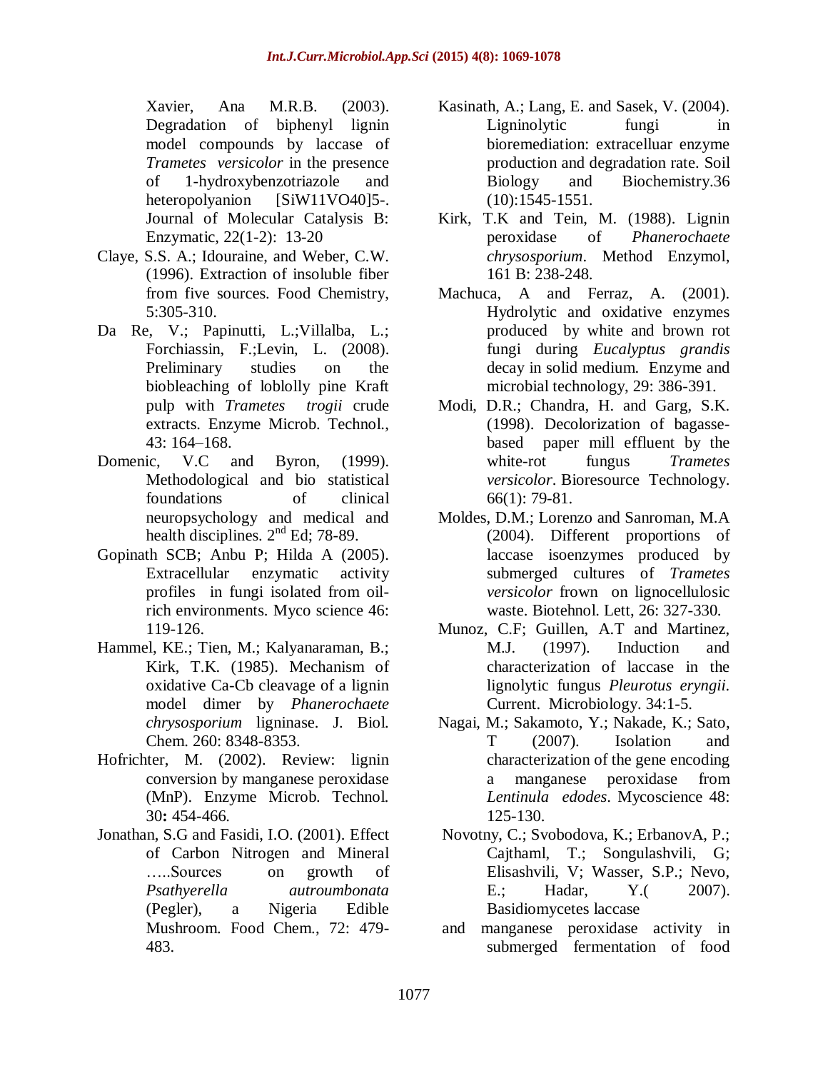Xavier, Ana M.R.B. (2003). Degradation of biphenyl lignin model compounds by laccase of *Trametes versicolor* in the presence of 1-hydroxybenzotriazole and heteropolyanion [SiW11VO40]5-. Journal of Molecular Catalysis B: Enzymatic, 22(1-2): 13-20

Claye, S.S. A.; Idouraine, and Weber, C.W. (1996). Extraction of insoluble fiber from five sources. Food Chemistry, 5:305-310.

Da Re, V.; Papinutti, L.;Villalba, L.; Forchiassin, F.;Levin, L. (2008). Preliminary studies on the biobleaching of loblolly pine Kraft pulp with *Trametes trogii* crude extracts. Enzyme Microb. Technol., 43: 164–168.

Domenic, V.C and Byron, (1999). Methodological and bio statistical foundations of clinical neuropsychology and medical and health disciplines. 2nd Ed; 78-89.

Gopinath SCB; Anbu P; Hilda A (2005). Extracellular enzymatic activity profiles in fungi isolated from oil-rich environments. Myco science 46: 119-126.

Hammel, KE.; Tien, M.; Kalyanaraman, B.; Kirk, T.K. (1985). Mechanism of oxidative Ca-Cb cleavage of a lignin model dimer by *Phanerochaete chrysosporium* ligninase. J. Biol. Chem. 260: 8348-8353.

Hofrichter, M. (2002). Review: lignin conversion by manganese peroxidase (MnP). Enzyme Microb. Technol. 30**:** 454-466.

Jonathan, S.G and Fasidi, I.O. (2001). Effect of Carbon Nitrogen and Mineral …..Sources on growth of *Psathyerella autroumbonata* (Pegler), a Nigeria Edible Mushroom. Food Chem., 72: 479-483.

Kasinath, A.; Lang, E. and Sasek, V. (2004). Ligninolytic fungi in bioremediation: extracelluar enzyme production and degradation rate. Soil Biology and Biochemistry.36 (10):1545-1551.

Kirk, T.K and Tein, M. (1988). Lignin peroxidase of *Phanerochaete chrysosporium*. Method Enzymol, 161 B: 238-248.

Machuca, A and Ferraz, A. (2001). Hydrolytic and oxidative enzymes produced by white and brown rot fungi during *Eucalyptus grandis* decay in solid medium. Enzyme and microbial technology, 29: 386-391.

Modi, D.R.; Chandra, H. and Garg, S.K. (1998). Decolorization of bagasse-based paper mill effluent by the white-rot fungus *Trametes versicolor*. Bioresource Technology. 66(1): 79-81.

Moldes, D.M.; Lorenzo and Sanroman, M.A (2004). Different proportions of laccase isoenzymes produced by submerged cultures of *Trametes versicolor* frown on lignocellulosic waste. Biotehnol. Lett, 26: 327-330.

Munoz, C.F; Guillen, A.T and Martinez, M.J. (1997). Induction and characterization of laccase in the lignolytic fungus *Pleurotus eryngii*. Current. Microbiology. 34:1-5.

Nagai, M.; Sakamoto, Y.; Nakade, K.; Sato, T (2007). Isolation and characterization of the gene encoding a manganese peroxidase from *Lentinula edodes*. Mycoscience 48: 125-130.

Novotny, C.; Svobodova, K.; ErbanovA, P.; Cajthaml, T.; Songulashvili, G; Elisashvili, V; Wasser, S.P.; Nevo, E.; Hadar, Y.( 2007). Basidiomycetes laccase and manganese peroxidase activity in submerged fermentation of food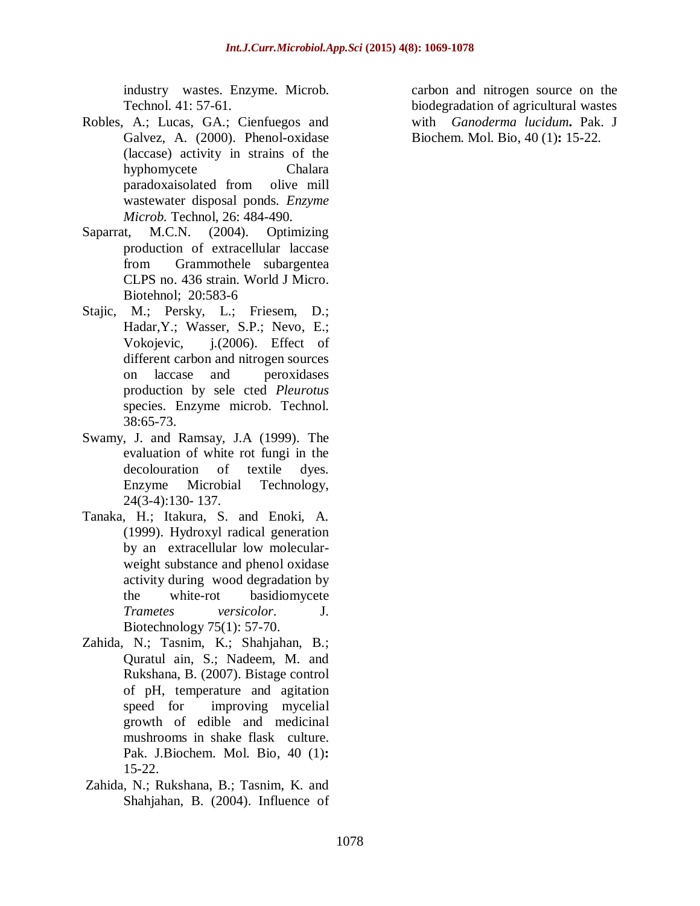industry wastes. Enzyme. Microb. Technol. 41: 57-61.

Robles, A.; Lucas, GA.; Cienfuegos and Galvez, A. (2000). Phenol-oxidase (laccase) activity in strains of the hyphomycete Chalara paradoxaisolated from olive mill wastewater disposal ponds. *Enzyme Microb.* Technol, 26: 484-490.

Saparrat, M.C.N. (2004). Optimizing production of extracellular laccase from Grammothele subargentea CLPS no. 436 strain. World J Micro. Biotehnol; 20:583-6

Stajic, M.; Persky, L.; Friesem, D.; Hadar,Y.; Wasser, S.P.; Nevo, E.; Vokojevic, j.(2006). Effect of different carbon and nitrogen sources on laccase and peroxidases production by sele cted *Pleurotus* species. Enzyme microb. Technol. 38:65-73.

Swamy, J. and Ramsay, J.A (1999). The evaluation of white rot fungi in the decolouration of textile dyes. Enzyme Microbial Technology, 24(3-4):130- 137.

Tanaka, H.; Itakura, S. and Enoki, A. (1999). Hydroxyl radical generation by an extracellular low molecular-weight substance and phenol oxidase activity during wood degradation by the white-rot basidiomycete *Trametes versicolor*. J. Biotechnology 75(1): 57-70.

Zahida, N.; Tasnim, K.; Shahjahan, B.; Quratul ain, S.; Nadeem, M. and Rukshana, B. (2007). Bistage control of pH, temperature and agitation speed for improving mycelial growth of edible and medicinal mushrooms in shake flask culture. Pak. J.Biochem. Mol. Bio, 40 (1)**:** 15-22.

Zahida, N.; Rukshana, B.; Tasnim, K. and Shahjahan, B. (2004). Influence of carbon and nitrogen source on the biodegradation of agricultural wastes with *Ganoderma lucidum***.** Pak. J Biochem. Mol. Bio, 40 (1)**:** 15-22.